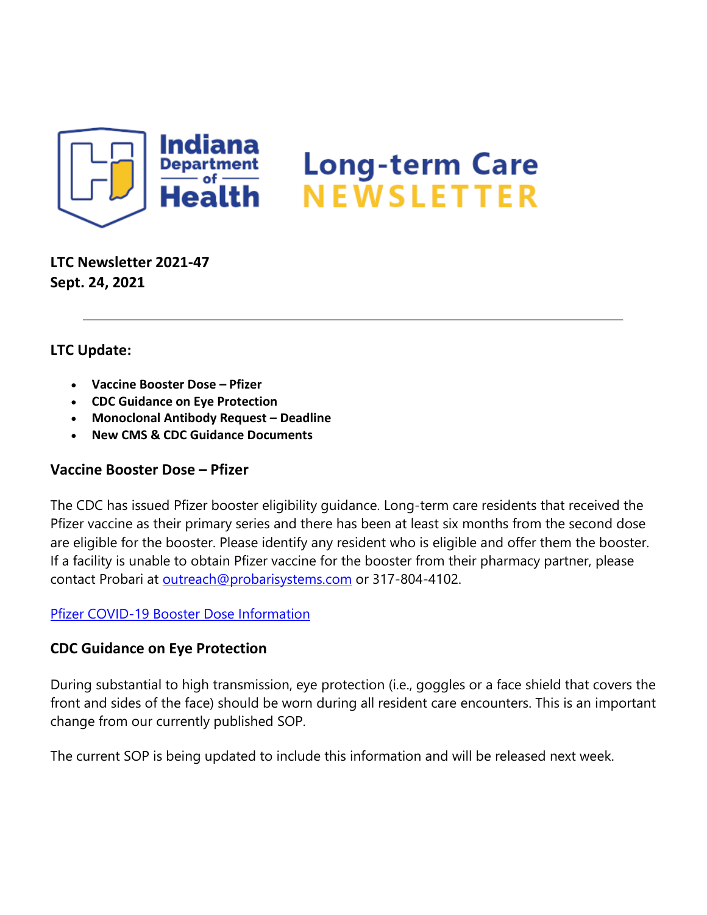# Indiana Department of Health

# Long-term Care NEWSLETTER

**LTC Newsletter 2021-47**
**Sept. 24, 2021**

---

## LTC Update:

- **Vaccine Booster Dose – Pfizer**
- **CDC Guidance on Eye Protection**
- **Monoclonal Antibody Request – Deadline**
- **New CMS & CDC Guidance Documents**

### Vaccine Booster Dose – Pfizer

The CDC has issued Pfizer booster eligibility guidance. Long-term care residents that received the Pfizer vaccine as their primary series and there has been at least six months from the second dose are eligible for the booster. Please identify any resident who is eligible and offer them the booster. If a facility is unable to obtain Pfizer vaccine for the booster from their pharmacy partner, please contact Probari at outreach@probarisystems.com or 317-804-4102.

Pfizer COVID-19 Booster Dose Information

### CDC Guidance on Eye Protection

During substantial to high transmission, eye protection (i.e., goggles or a face shield that covers the front and sides of the face) should be worn during all resident care encounters. This is an important change from our currently published SOP.

The current SOP is being updated to include this information and will be released next week.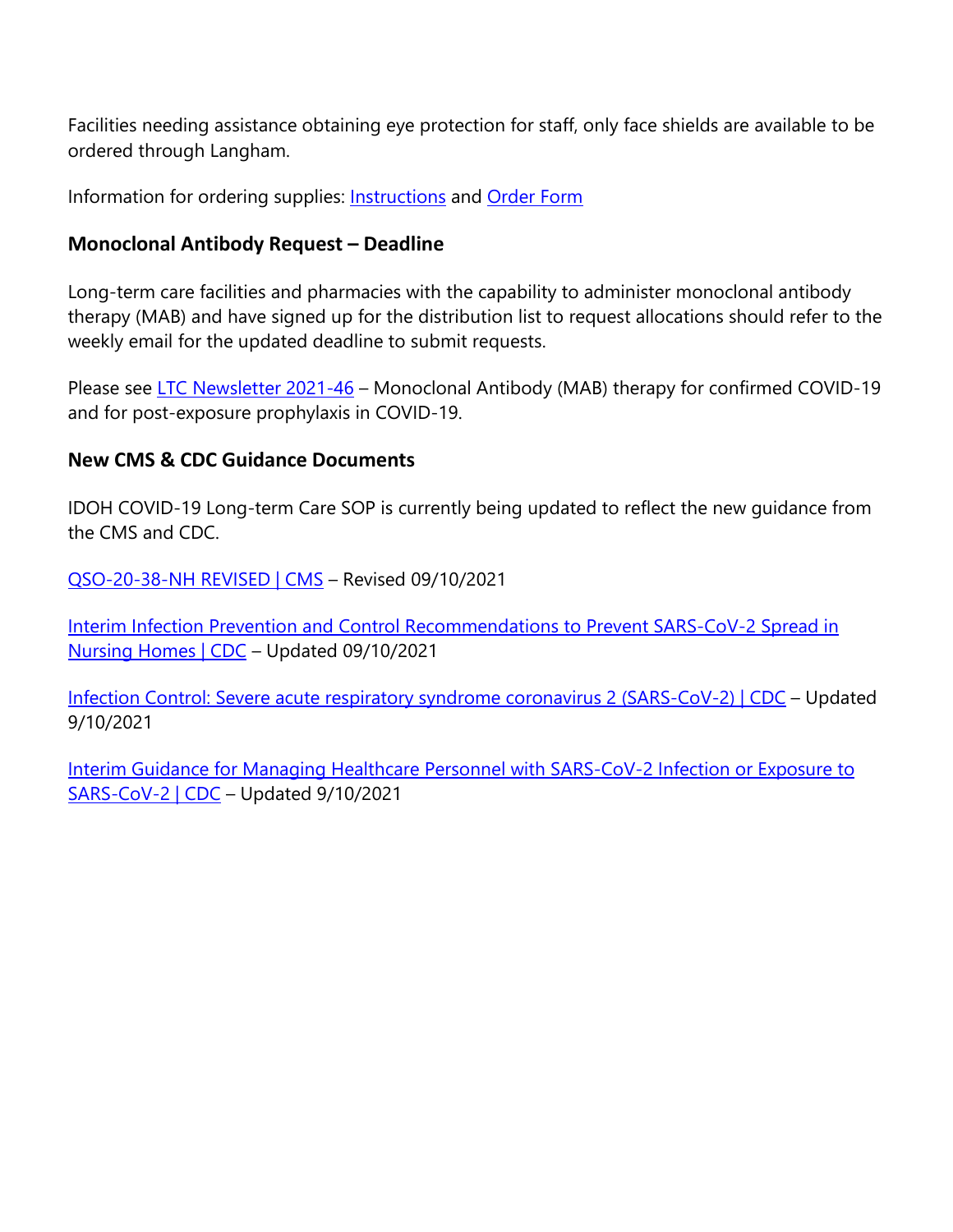Facilities needing assistance obtaining eye protection for staff, only face shields are available to be ordered through Langham.

Information for ordering supplies: [Instructions] and [Order Form]

### Monoclonal Antibody Request – Deadline

Long-term care facilities and pharmacies with the capability to administer monoclonal antibody therapy (MAB) and have signed up for the distribution list to request allocations should refer to the weekly email for the updated deadline to submit requests.

Please see [LTC Newsletter 2021-46] – Monoclonal Antibody (MAB) therapy for confirmed COVID-19 and for post-exposure prophylaxis in COVID-19.

### New CMS & CDC Guidance Documents

IDOH COVID-19 Long-term Care SOP is currently being updated to reflect the new guidance from the CMS and CDC.

[QSO-20-38-NH REVISED | CMS] – Revised 09/10/2021

[Interim Infection Prevention and Control Recommendations to Prevent SARS-CoV-2 Spread in Nursing Homes | CDC] – Updated 09/10/2021

[Infection Control: Severe acute respiratory syndrome coronavirus 2 (SARS-CoV-2) | CDC] – Updated 9/10/2021

[Interim Guidance for Managing Healthcare Personnel with SARS-CoV-2 Infection or Exposure to SARS-CoV-2 | CDC] – Updated 9/10/2021